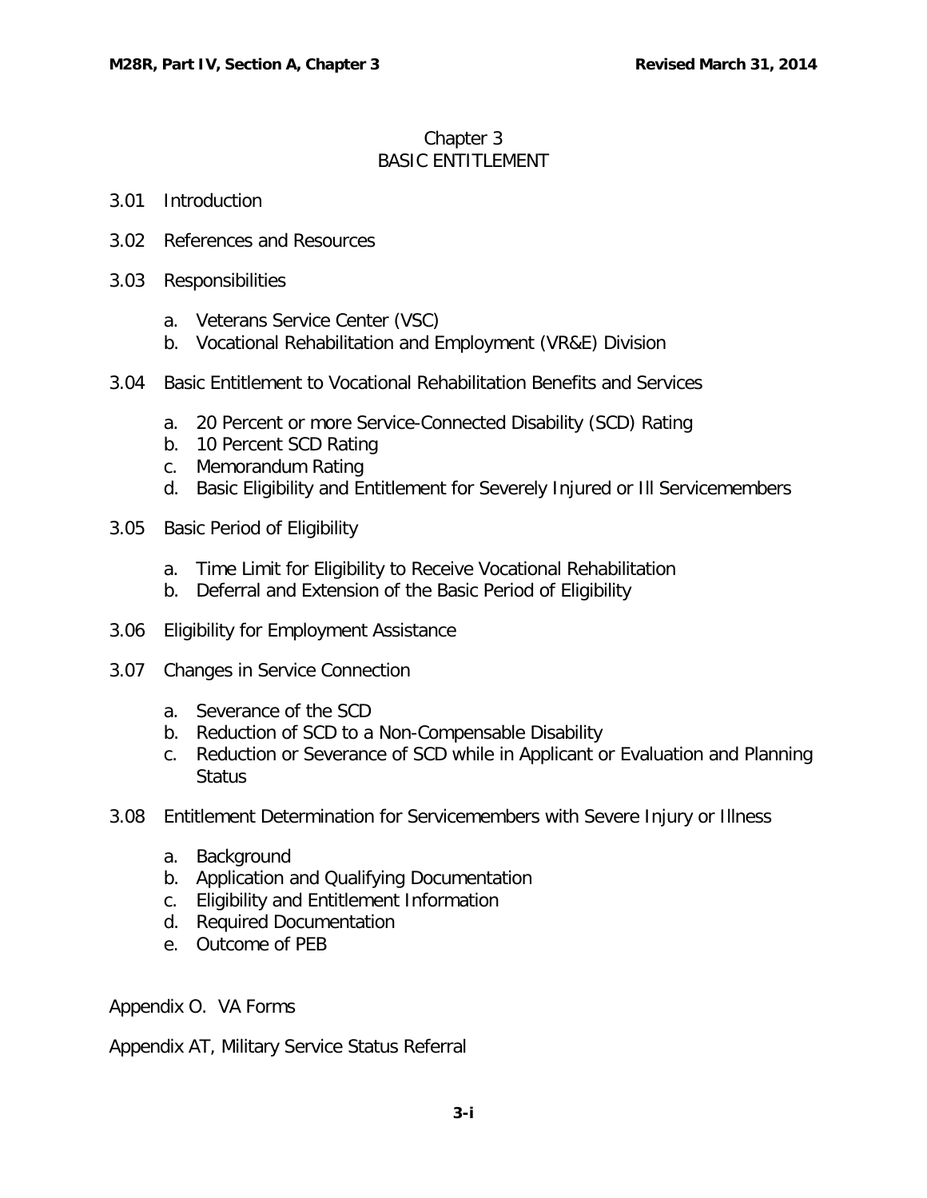# Chapter 3
# BASIC ENTITLEMENT

3.01 Introduction

3.02 References and Resources

3.03 Responsibilities

- a. Veterans Service Center (VSC)
- b. Vocational Rehabilitation and Employment (VR&E) Division

3.04 Basic Entitlement to Vocational Rehabilitation Benefits and Services

- a. 20 Percent or more Service-Connected Disability (SCD) Rating
- b. 10 Percent SCD Rating
- c. Memorandum Rating
- d. Basic Eligibility and Entitlement for Severely Injured or Ill Servicemembers

3.05 Basic Period of Eligibility

- a. Time Limit for Eligibility to Receive Vocational Rehabilitation
- b. Deferral and Extension of the Basic Period of Eligibility

3.06 Eligibility for Employment Assistance

3.07 Changes in Service Connection

- a. Severance of the SCD
- b. Reduction of SCD to a Non-Compensable Disability
- c. Reduction or Severance of SCD while in Applicant or Evaluation and Planning Status

3.08 Entitlement Determination for Servicemembers with Severe Injury or Illness

- a. Background
- b. Application and Qualifying Documentation
- c. Eligibility and Entitlement Information
- d. Required Documentation
- e. Outcome of PEB

Appendix O. VA Forms

Appendix AT, Military Service Status Referral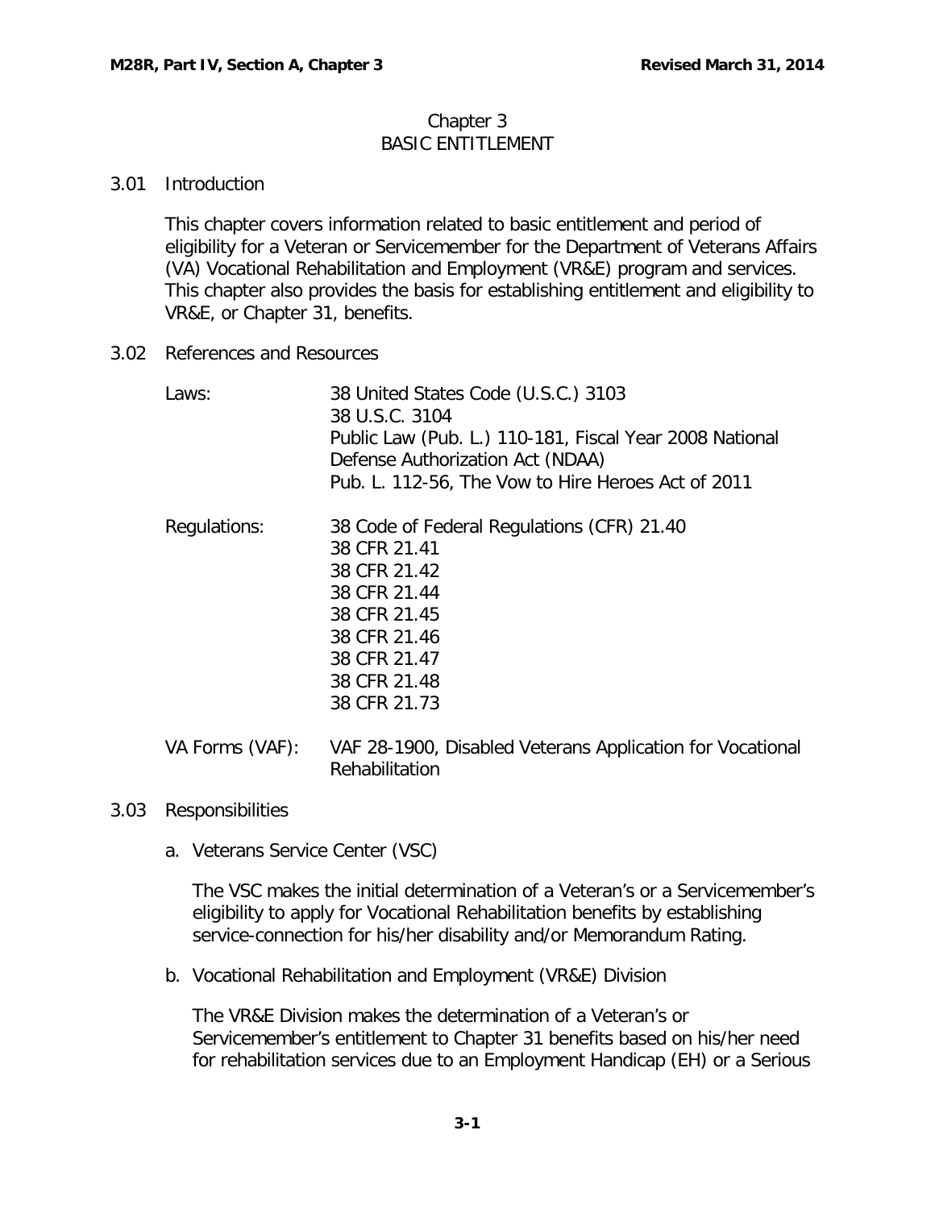# Chapter 3
# BASIC ENTITLEMENT

## 3.01 Introduction

This chapter covers information related to basic entitlement and period of eligibility for a Veteran or Servicemember for the Department of Veterans Affairs (VA) Vocational Rehabilitation and Employment (VR&E) program and services. This chapter also provides the basis for establishing entitlement and eligibility to VR&E, or Chapter 31, benefits.

## 3.02 References and Resources

| | |
|---|---|
| Laws: | 38 United States Code (U.S.C.) 3103<br>38 U.S.C. 3104<br>Public Law (Pub. L.) 110-181, Fiscal Year 2008 National Defense Authorization Act (NDAA)<br>Pub. L. 112-56, The Vow to Hire Heroes Act of 2011 |
| Regulations: | 38 Code of Federal Regulations (CFR) 21.40<br>38 CFR 21.41<br>38 CFR 21.42<br>38 CFR 21.44<br>38 CFR 21.45<br>38 CFR 21.46<br>38 CFR 21.47<br>38 CFR 21.48<br>38 CFR 21.73 |
| VA Forms (VAF): | VAF 28-1900, Disabled Veterans Application for Vocational Rehabilitation |

## 3.03 Responsibilities

a. Veterans Service Center (VSC)

The VSC makes the initial determination of a Veteran's or a Servicemember's eligibility to apply for Vocational Rehabilitation benefits by establishing service-connection for his/her disability and/or Memorandum Rating.

b. Vocational Rehabilitation and Employment (VR&E) Division

The VR&E Division makes the determination of a Veteran's or Servicemember's entitlement to Chapter 31 benefits based on his/her need for rehabilitation services due to an Employment Handicap (EH) or a Serious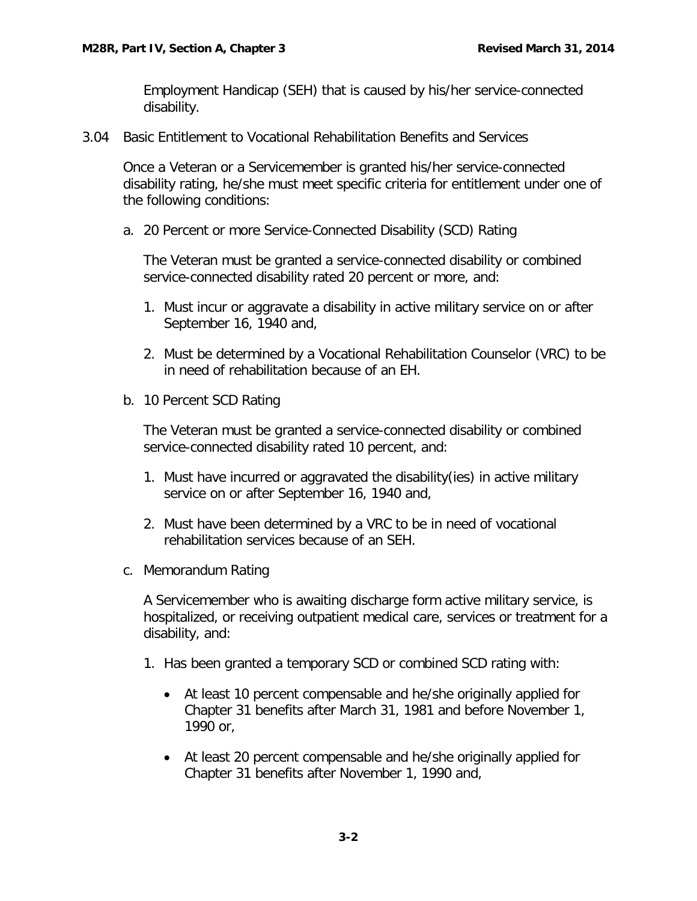Employment Handicap (SEH) that is caused by his/her service-connected disability.

3.04 Basic Entitlement to Vocational Rehabilitation Benefits and Services

Once a Veteran or a Servicemember is granted his/her service-connected disability rating, he/she must meet specific criteria for entitlement under one of the following conditions:

a. 20 Percent or more Service-Connected Disability (SCD) Rating

The Veteran must be granted a service-connected disability or combined service-connected disability rated 20 percent or more, and:

1. Must incur or aggravate a disability in active military service on or after September 16, 1940 and,
2. Must be determined by a Vocational Rehabilitation Counselor (VRC) to be in need of rehabilitation because of an EH.

b. 10 Percent SCD Rating

The Veteran must be granted a service-connected disability or combined service-connected disability rated 10 percent, and:

1. Must have incurred or aggravated the disability(ies) in active military service on or after September 16, 1940 and,
2. Must have been determined by a VRC to be in need of vocational rehabilitation services because of an SEH.

c. Memorandum Rating

A Servicemember who is awaiting discharge form active military service, is hospitalized, or receiving outpatient medical care, services or treatment for a disability, and:

1. Has been granted a temporary SCD or combined SCD rating with:
   - At least 10 percent compensable and he/she originally applied for Chapter 31 benefits after March 31, 1981 and before November 1, 1990 or,
   - At least 20 percent compensable and he/she originally applied for Chapter 31 benefits after November 1, 1990 and,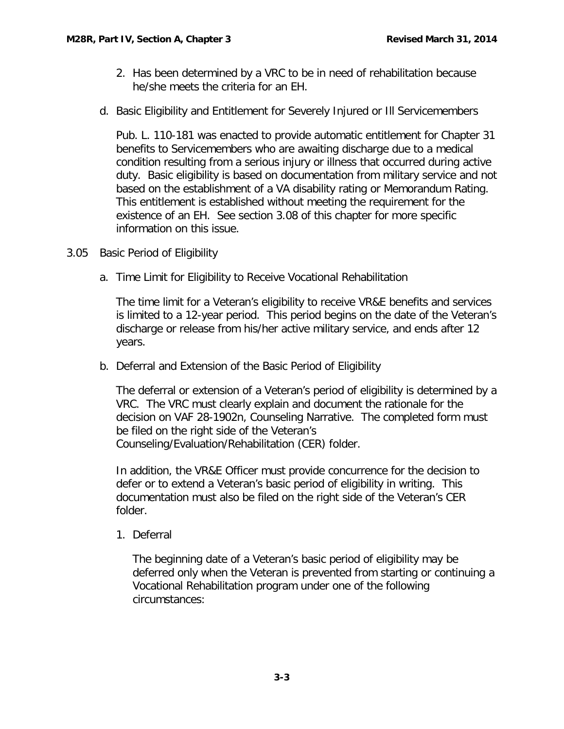2. Has been determined by a VRC to be in need of rehabilitation because he/she meets the criteria for an EH.

d. Basic Eligibility and Entitlement for Severely Injured or Ill Servicemembers

Pub. L. 110-181 was enacted to provide automatic entitlement for Chapter 31 benefits to Servicemembers who are awaiting discharge due to a medical condition resulting from a serious injury or illness that occurred during active duty. Basic eligibility is based on documentation from military service and not based on the establishment of a VA disability rating or Memorandum Rating. This entitlement is established without meeting the requirement for the existence of an EH. See section 3.08 of this chapter for more specific information on this issue.

## 3.05 Basic Period of Eligibility

a. Time Limit for Eligibility to Receive Vocational Rehabilitation

The time limit for a Veteran's eligibility to receive VR&E benefits and services is limited to a 12-year period. This period begins on the date of the Veteran's discharge or release from his/her active military service, and ends after 12 years.

b. Deferral and Extension of the Basic Period of Eligibility

The deferral or extension of a Veteran's period of eligibility is determined by a VRC. The VRC must clearly explain and document the rationale for the decision on VAF 28-1902n, Counseling Narrative. The completed form must be filed on the right side of the Veteran's Counseling/Evaluation/Rehabilitation (CER) folder.

In addition, the VR&E Officer must provide concurrence for the decision to defer or to extend a Veteran's basic period of eligibility in writing. This documentation must also be filed on the right side of the Veteran's CER folder.

1. Deferral

The beginning date of a Veteran's basic period of eligibility may be deferred only when the Veteran is prevented from starting or continuing a Vocational Rehabilitation program under one of the following circumstances: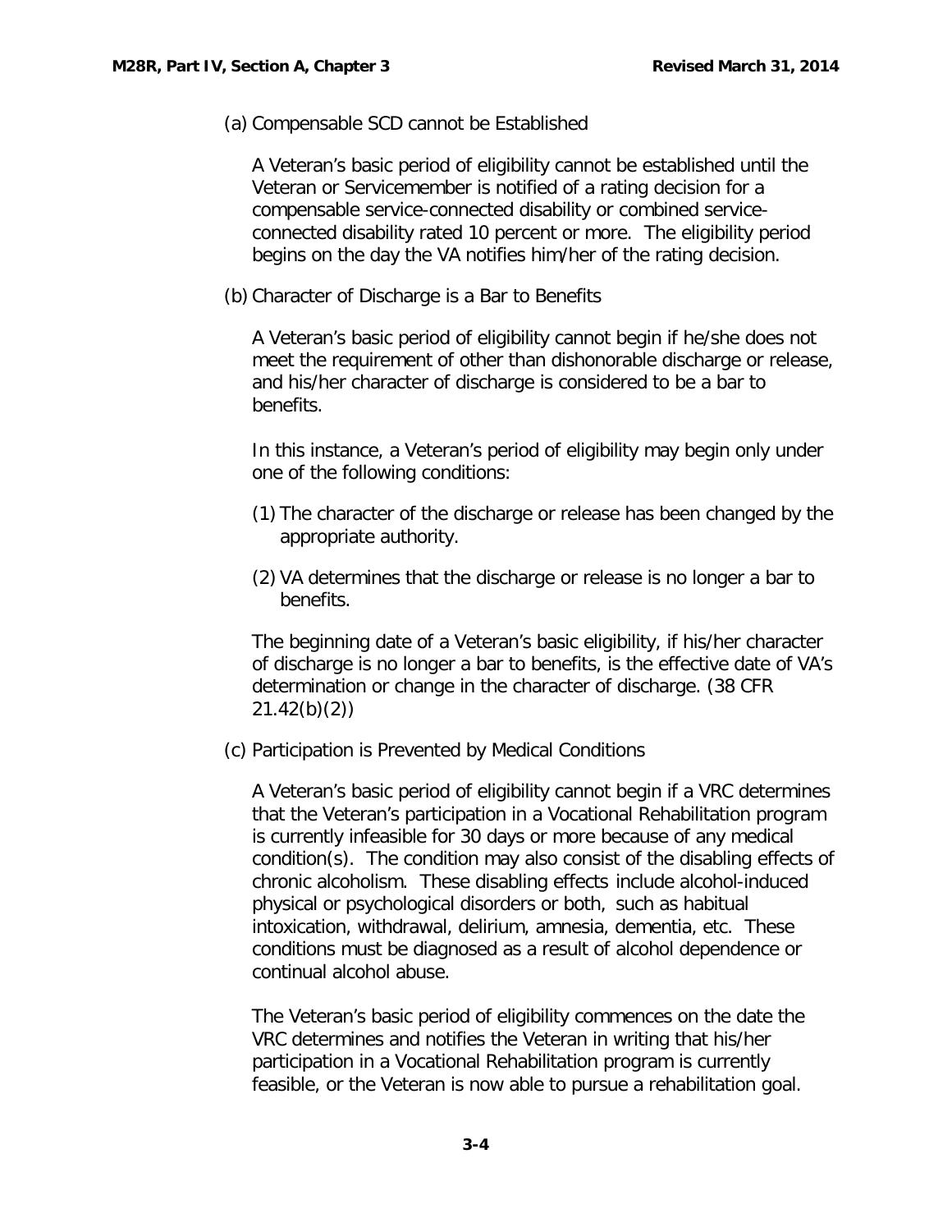(a) Compensable SCD cannot be Established

A Veteran's basic period of eligibility cannot be established until the Veteran or Servicemember is notified of a rating decision for a compensable service-connected disability or combined service-connected disability rated 10 percent or more. The eligibility period begins on the day the VA notifies him/her of the rating decision.

(b) Character of Discharge is a Bar to Benefits

A Veteran's basic period of eligibility cannot begin if he/she does not meet the requirement of other than dishonorable discharge or release, and his/her character of discharge is considered to be a bar to benefits.

In this instance, a Veteran's period of eligibility may begin only under one of the following conditions:

(1) The character of the discharge or release has been changed by the appropriate authority.

(2) VA determines that the discharge or release is no longer a bar to benefits.

The beginning date of a Veteran's basic eligibility, if his/her character of discharge is no longer a bar to benefits, is the effective date of VA's determination or change in the character of discharge. (38 CFR 21.42(b)(2))

(c) Participation is Prevented by Medical Conditions

A Veteran's basic period of eligibility cannot begin if a VRC determines that the Veteran's participation in a Vocational Rehabilitation program is currently infeasible for 30 days or more because of any medical condition(s). The condition may also consist of the disabling effects of chronic alcoholism. These disabling effects include alcohol-induced physical or psychological disorders or both, such as habitual intoxication, withdrawal, delirium, amnesia, dementia, etc. These conditions must be diagnosed as a result of alcohol dependence or continual alcohol abuse.

The Veteran's basic period of eligibility commences on the date the VRC determines and notifies the Veteran in writing that his/her participation in a Vocational Rehabilitation program is currently feasible, or the Veteran is now able to pursue a rehabilitation goal.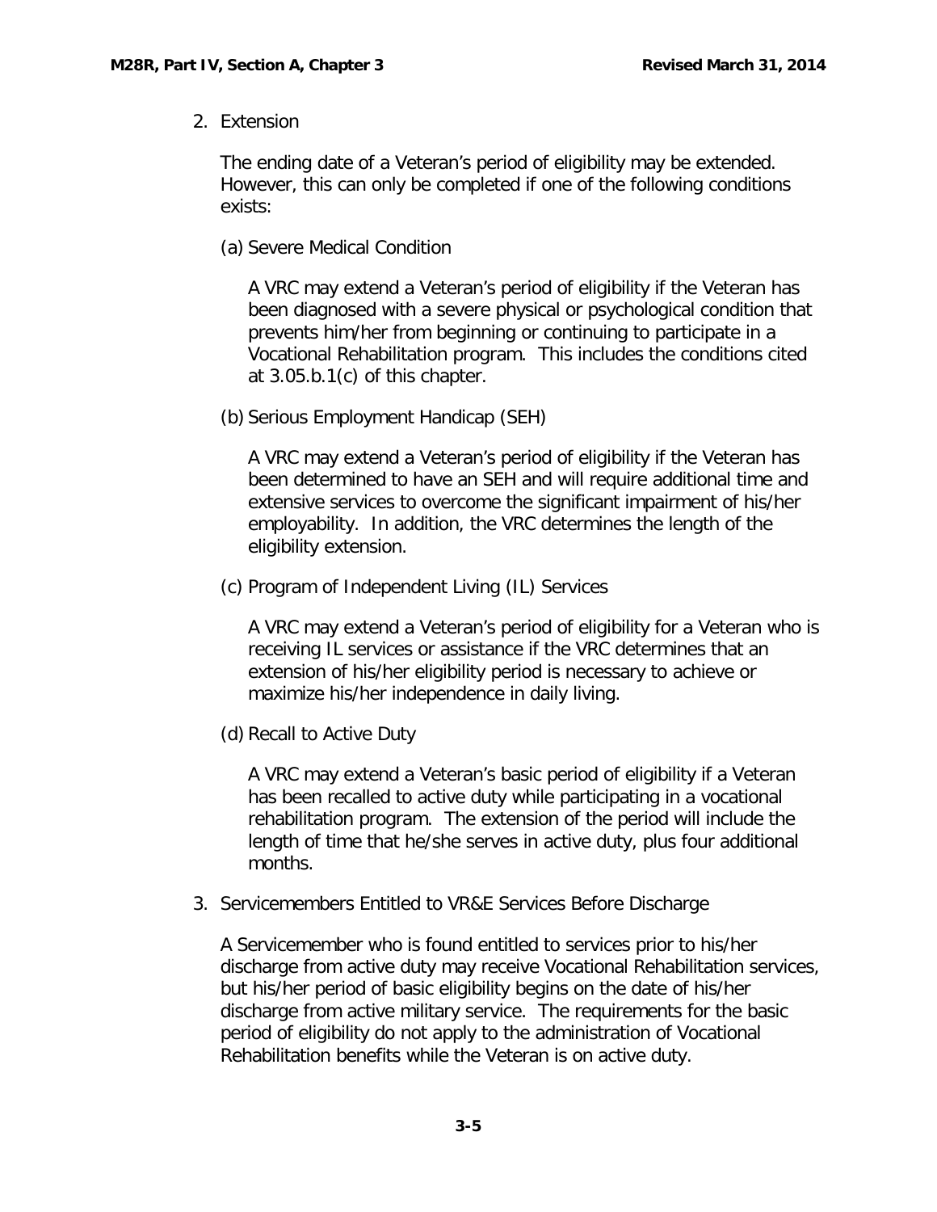2. Extension

   The ending date of a Veteran's period of eligibility may be extended. However, this can only be completed if one of the following conditions exists:

   (a) Severe Medical Condition

   A VRC may extend a Veteran's period of eligibility if the Veteran has been diagnosed with a severe physical or psychological condition that prevents him/her from beginning or continuing to participate in a Vocational Rehabilitation program. This includes the conditions cited at 3.05.b.1(c) of this chapter.

   (b) Serious Employment Handicap (SEH)

   A VRC may extend a Veteran's period of eligibility if the Veteran has been determined to have an SEH and will require additional time and extensive services to overcome the significant impairment of his/her employability. In addition, the VRC determines the length of the eligibility extension.

   (c) Program of Independent Living (IL) Services

   A VRC may extend a Veteran's period of eligibility for a Veteran who is receiving IL services or assistance if the VRC determines that an extension of his/her eligibility period is necessary to achieve or maximize his/her independence in daily living.

   (d) Recall to Active Duty

   A VRC may extend a Veteran's basic period of eligibility if a Veteran has been recalled to active duty while participating in a vocational rehabilitation program. The extension of the period will include the length of time that he/she serves in active duty, plus four additional months.

3. Servicemembers Entitled to VR&E Services Before Discharge

   A Servicemember who is found entitled to services prior to his/her discharge from active duty may receive Vocational Rehabilitation services, but his/her period of basic eligibility begins on the date of his/her discharge from active military service. The requirements for the basic period of eligibility do not apply to the administration of Vocational Rehabilitation benefits while the Veteran is on active duty.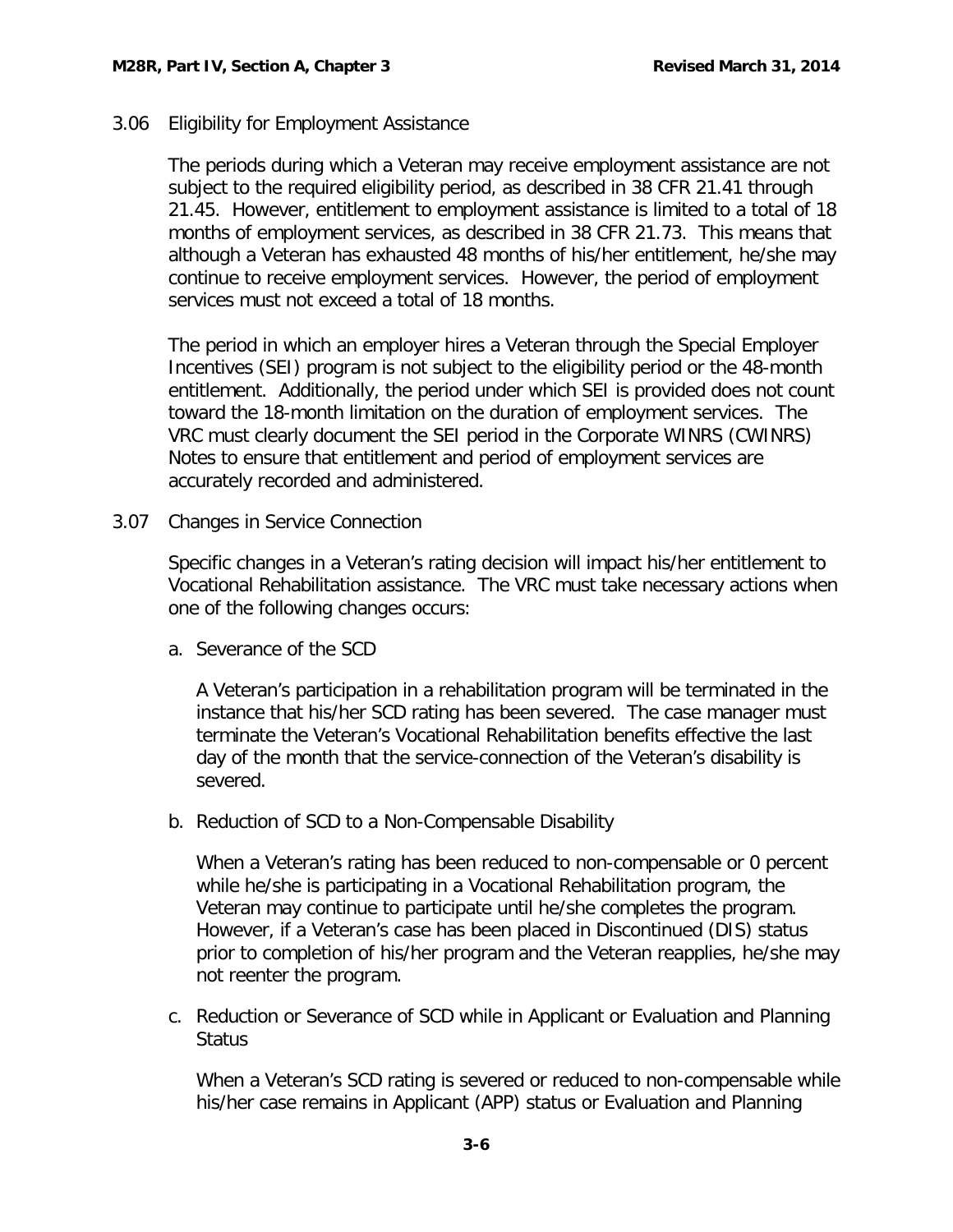## 3.06 Eligibility for Employment Assistance

The periods during which a Veteran may receive employment assistance are not subject to the required eligibility period, as described in 38 CFR 21.41 through 21.45. However, entitlement to employment assistance is limited to a total of 18 months of employment services, as described in 38 CFR 21.73. This means that although a Veteran has exhausted 48 months of his/her entitlement, he/she may continue to receive employment services. However, the period of employment services must not exceed a total of 18 months.

The period in which an employer hires a Veteran through the Special Employer Incentives (SEI) program is not subject to the eligibility period or the 48-month entitlement. Additionally, the period under which SEI is provided does not count toward the 18-month limitation on the duration of employment services. The VRC must clearly document the SEI period in the Corporate WINRS (CWINRS) Notes to ensure that entitlement and period of employment services are accurately recorded and administered.

## 3.07 Changes in Service Connection

Specific changes in a Veteran's rating decision will impact his/her entitlement to Vocational Rehabilitation assistance. The VRC must take necessary actions when one of the following changes occurs:

### a. Severance of the SCD

A Veteran's participation in a rehabilitation program will be terminated in the instance that his/her SCD rating has been severed. The case manager must terminate the Veteran's Vocational Rehabilitation benefits effective the last day of the month that the service-connection of the Veteran's disability is severed.

### b. Reduction of SCD to a Non-Compensable Disability

When a Veteran's rating has been reduced to non-compensable or 0 percent while he/she is participating in a Vocational Rehabilitation program, the Veteran may continue to participate until he/she completes the program. However, if a Veteran's case has been placed in Discontinued (DIS) status prior to completion of his/her program and the Veteran reapplies, he/she may not reenter the program.

### c. Reduction or Severance of SCD while in Applicant or Evaluation and Planning Status

When a Veteran's SCD rating is severed or reduced to non-compensable while his/her case remains in Applicant (APP) status or Evaluation and Planning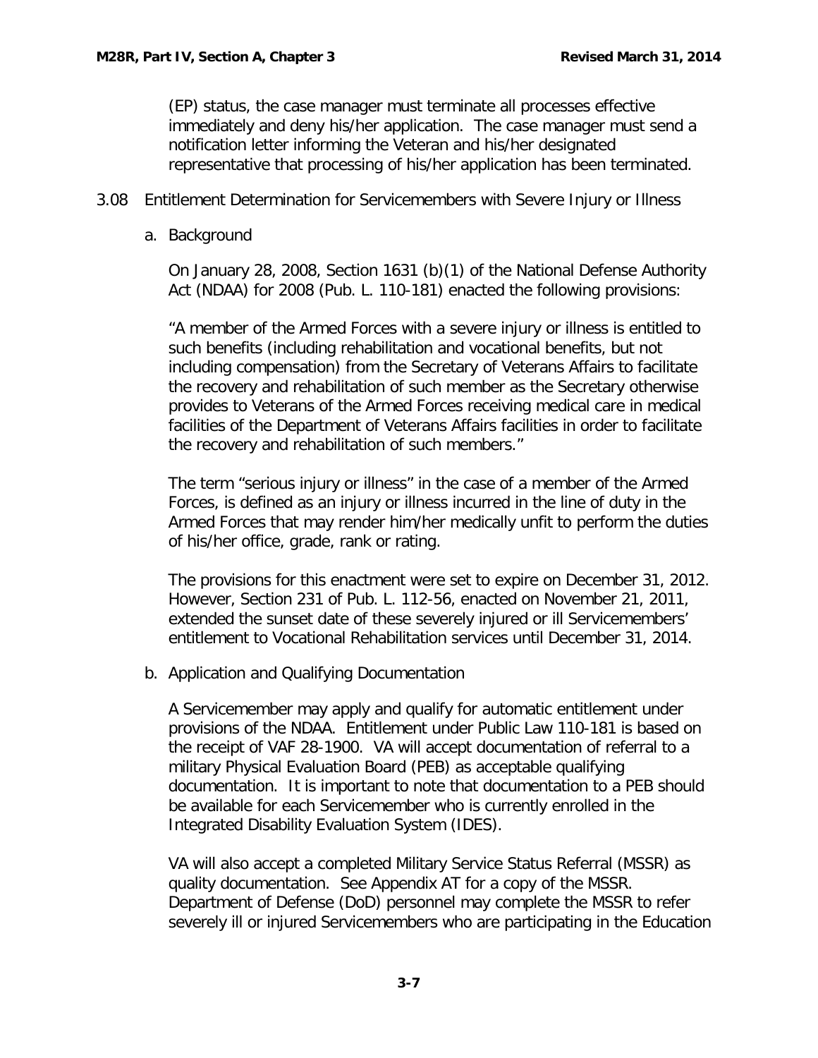(EP) status, the case manager must terminate all processes effective immediately and deny his/her application. The case manager must send a notification letter informing the Veteran and his/her designated representative that processing of his/her application has been terminated.

### 3.08 Entitlement Determination for Servicemembers with Severe Injury or Illness

#### a. Background

On January 28, 2008, Section 1631 (b)(1) of the National Defense Authority Act (NDAA) for 2008 (Pub. L. 110-181) enacted the following provisions:

"A member of the Armed Forces with a severe injury or illness is entitled to such benefits (including rehabilitation and vocational benefits, but not including compensation) from the Secretary of Veterans Affairs to facilitate the recovery and rehabilitation of such member as the Secretary otherwise provides to Veterans of the Armed Forces receiving medical care in medical facilities of the Department of Veterans Affairs facilities in order to facilitate the recovery and rehabilitation of such members."

The term "serious injury or illness" in the case of a member of the Armed Forces, is defined as an injury or illness incurred in the line of duty in the Armed Forces that may render him/her medically unfit to perform the duties of his/her office, grade, rank or rating.

The provisions for this enactment were set to expire on December 31, 2012. However, Section 231 of Pub. L. 112-56, enacted on November 21, 2011, extended the sunset date of these severely injured or ill Servicemembers' entitlement to Vocational Rehabilitation services until December 31, 2014.

#### b. Application and Qualifying Documentation

A Servicemember may apply and qualify for automatic entitlement under provisions of the NDAA. Entitlement under Public Law 110-181 is based on the receipt of VAF 28-1900. VA will accept documentation of referral to a military Physical Evaluation Board (PEB) as acceptable qualifying documentation. It is important to note that documentation to a PEB should be available for each Servicemember who is currently enrolled in the Integrated Disability Evaluation System (IDES).

VA will also accept a completed Military Service Status Referral (MSSR) as quality documentation. See Appendix AT for a copy of the MSSR. Department of Defense (DoD) personnel may complete the MSSR to refer severely ill or injured Servicemembers who are participating in the Education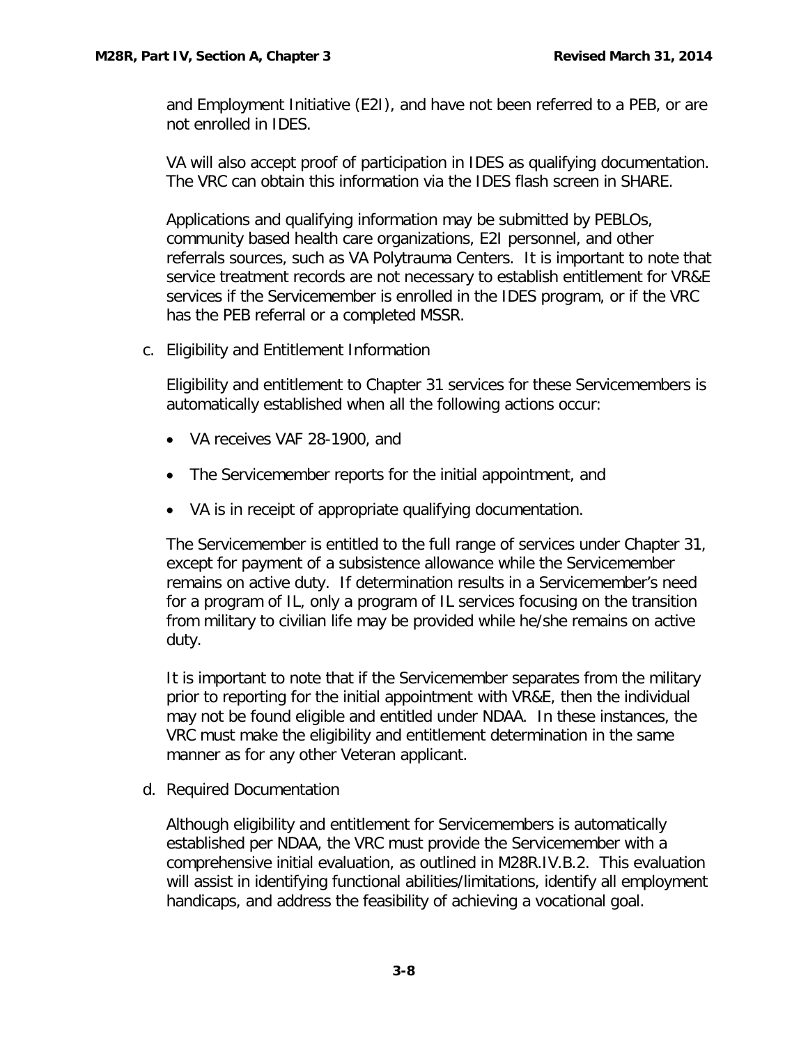and Employment Initiative (E2I), and have not been referred to a PEB, or are not enrolled in IDES.

VA will also accept proof of participation in IDES as qualifying documentation. The VRC can obtain this information via the IDES flash screen in SHARE.

Applications and qualifying information may be submitted by PEBLOs, community based health care organizations, E2I personnel, and other referrals sources, such as VA Polytrauma Centers. It is important to note that service treatment records are not necessary to establish entitlement for VR&E services if the Servicemember is enrolled in the IDES program, or if the VRC has the PEB referral or a completed MSSR.

c. Eligibility and Entitlement Information

Eligibility and entitlement to Chapter 31 services for these Servicemembers is automatically established when all the following actions occur:

- VA receives VAF 28-1900, and
- The Servicemember reports for the initial appointment, and
- VA is in receipt of appropriate qualifying documentation.

The Servicemember is entitled to the full range of services under Chapter 31, except for payment of a subsistence allowance while the Servicemember remains on active duty. If determination results in a Servicemember's need for a program of IL, only a program of IL services focusing on the transition from military to civilian life may be provided while he/she remains on active duty.

It is important to note that if the Servicemember separates from the military prior to reporting for the initial appointment with VR&E, then the individual may not be found eligible and entitled under NDAA. In these instances, the VRC must make the eligibility and entitlement determination in the same manner as for any other Veteran applicant.

d. Required Documentation

Although eligibility and entitlement for Servicemembers is automatically established per NDAA, the VRC must provide the Servicemember with a comprehensive initial evaluation, as outlined in M28R.IV.B.2. This evaluation will assist in identifying functional abilities/limitations, identify all employment handicaps, and address the feasibility of achieving a vocational goal.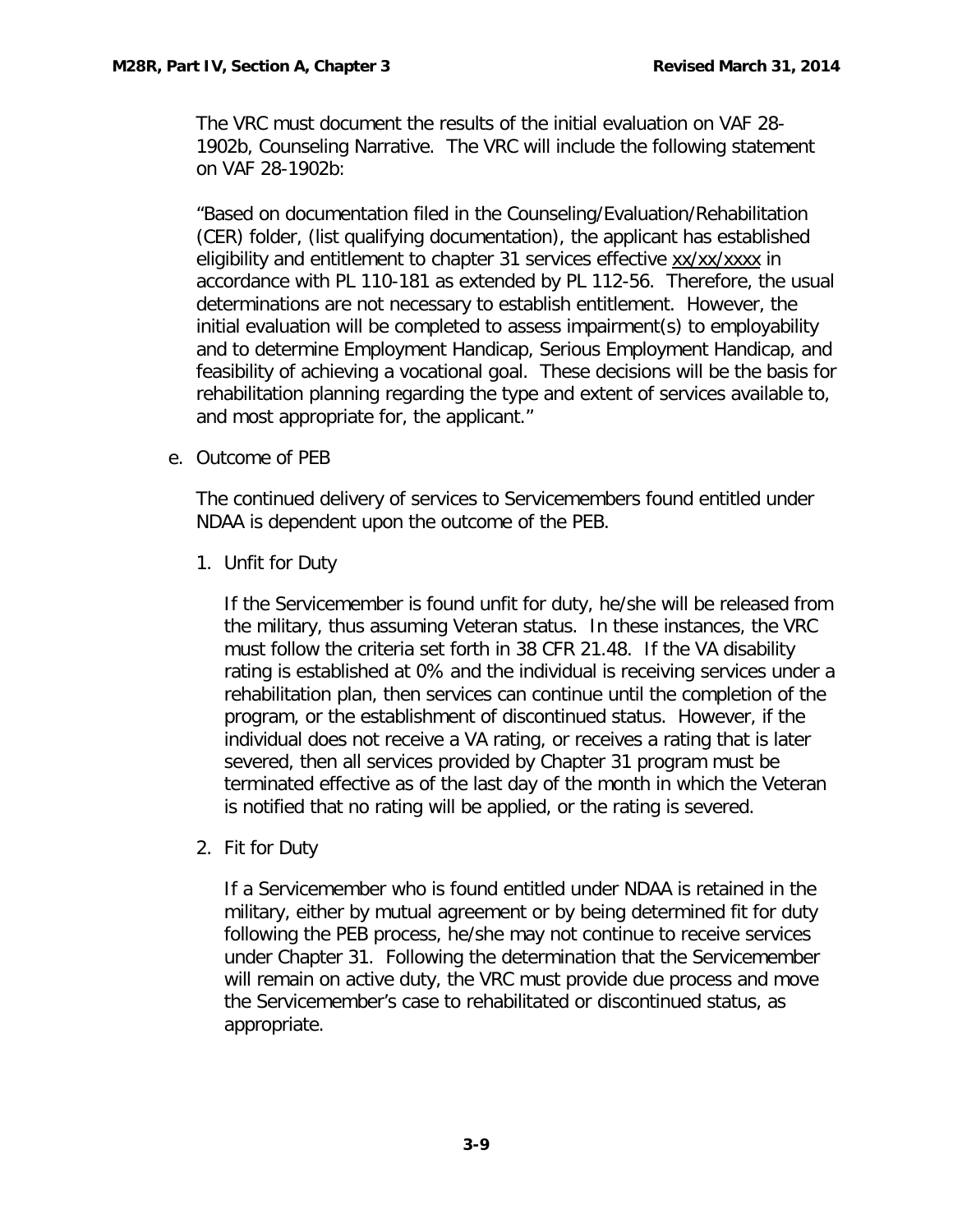The VRC must document the results of the initial evaluation on VAF 28-1902b, Counseling Narrative. The VRC will include the following statement on VAF 28-1902b:

"Based on documentation filed in the Counseling/Evaluation/Rehabilitation (CER) folder, (list qualifying documentation), the applicant has established eligibility and entitlement to chapter 31 services effective xx/xx/xxxx in accordance with PL 110-181 as extended by PL 112-56. Therefore, the usual determinations are not necessary to establish entitlement. However, the initial evaluation will be completed to assess impairment(s) to employability and to determine Employment Handicap, Serious Employment Handicap, and feasibility of achieving a vocational goal. These decisions will be the basis for rehabilitation planning regarding the type and extent of services available to, and most appropriate for, the applicant."

e. Outcome of PEB

The continued delivery of services to Servicemembers found entitled under NDAA is dependent upon the outcome of the PEB.

1. Unfit for Duty

   If the Servicemember is found unfit for duty, he/she will be released from the military, thus assuming Veteran status. In these instances, the VRC must follow the criteria set forth in 38 CFR 21.48. If the VA disability rating is established at 0% and the individual is receiving services under a rehabilitation plan, then services can continue until the completion of the program, or the establishment of discontinued status. However, if the individual does not receive a VA rating, or receives a rating that is later severed, then all services provided by Chapter 31 program must be terminated effective as of the last day of the month in which the Veteran is notified that no rating will be applied, or the rating is severed.

2. Fit for Duty

   If a Servicemember who is found entitled under NDAA is retained in the military, either by mutual agreement or by being determined fit for duty following the PEB process, he/she may not continue to receive services under Chapter 31. Following the determination that the Servicemember will remain on active duty, the VRC must provide due process and move the Servicemember's case to rehabilitated or discontinued status, as appropriate.